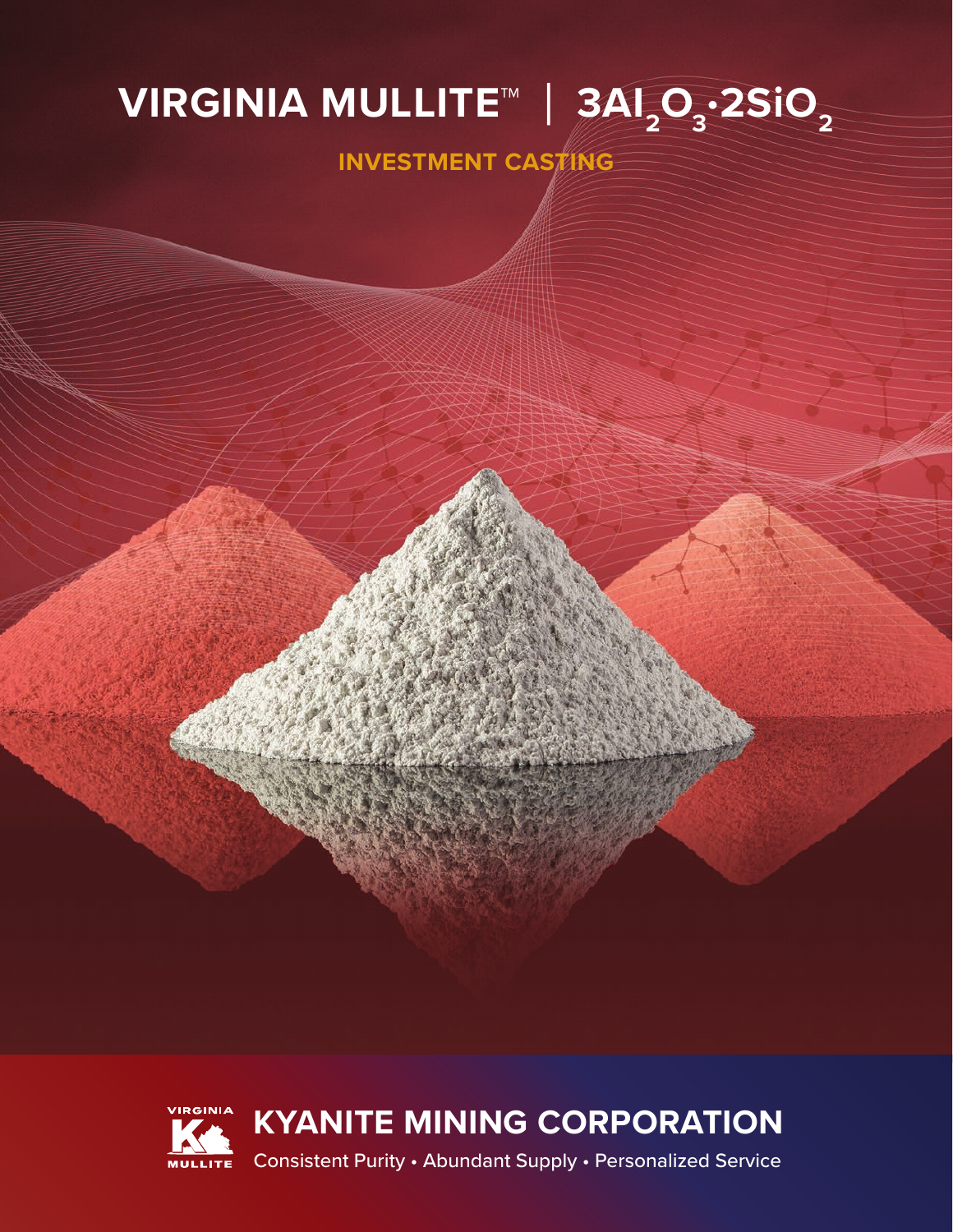# VIRGINIA MULLITE™ | $3Al_2O_3 \cdot 2SiO_2$

## INVESTMENT CASTING

VIRGINIA MULLITE

## KYANITE MINING CORPORATION

Consistent Purity • Abundant Supply • Personalized Service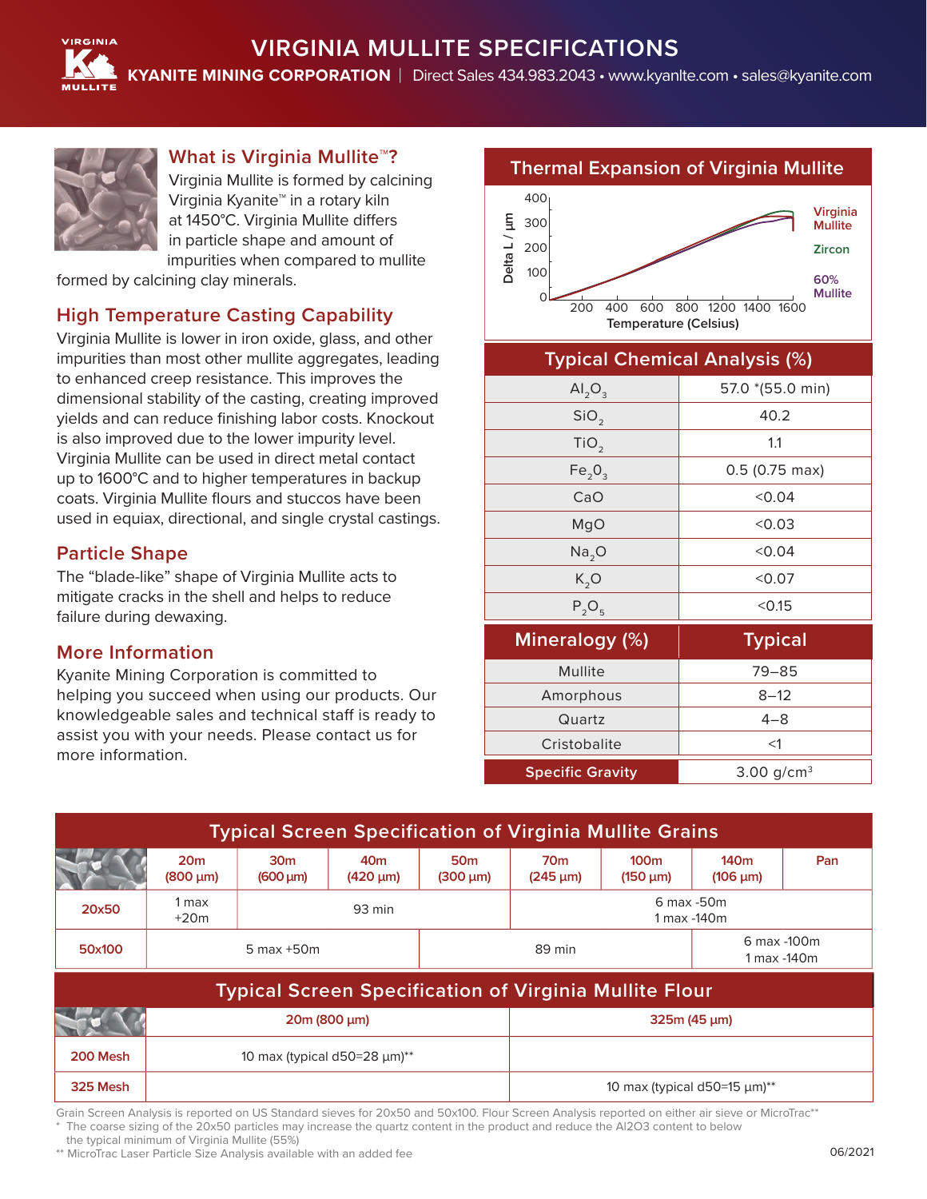# VIRGINIA MULLITE SPECIFICATIONS

**KYANITE MINING CORPORATION** | Direct Sales 434.983.2043 • www.kyanlte.com • sales@kyanite.com

## What is Virginia Mullite™?

Virginia Mullite is formed by calcining Virginia Kyanite™ in a rotary kiln at 1450°C. Virginia Mullite differs in particle shape and amount of impurities when compared to mullite formed by calcining clay minerals.

## High Temperature Casting Capability

Virginia Mullite is lower in iron oxide, glass, and other impurities than most other mullite aggregates, leading to enhanced creep resistance. This improves the dimensional stability of the casting, creating improved yields and can reduce finishing labor costs. Knockout is also improved due to the lower impurity level. Virginia Mullite can be used in direct metal contact up to 1600°C and to higher temperatures in backup coats. Virginia Mullite flours and stuccos have been used in equiax, directional, and single crystal castings.

## Particle Shape

The "blade-like" shape of Virginia Mullite acts to mitigate cracks in the shell and helps to reduce failure during dewaxing.

## More Information

Kyanite Mining Corporation is committed to helping you succeed when using our products. Our knowledgeable sales and technical staff is ready to assist you with your needs. Please contact us for more information.

## Thermal Expansion of Virginia Mullite

Delta L / µm
400
300
200
100
0
200 400 600 800 1200 1400 1600
Temperature (Celsius)
Virginia Mullite
Zircon
60% Mullite

## Typical Chemical Analysis (%)

| | |
|---|---|
| $Al_2O_3$ | 57.0 *(55.0 min) |
| $SiO_2$ | 40.2 |
| $TiO_2$ | 1.1 |
| $Fe_2O_3$ | 0.5 (0.75 max) |
| CaO | <0.04 |
| MgO | <0.03 |
| $Na_2O$ | <0.04 |
| $K_2O$ | <0.07 |
| $P_2O_5$ | <0.15 |

| Mineralogy (%) | Typical |
|---|---|
| Mullite | 79–85 |
| Amorphous | 8–12 |
| Quartz | 4–8 |
| Cristobalite | <1 |
| **Specific Gravity** | 3.00 g/cm³ |

## Typical Screen Specification of Virginia Mullite Grains

| | 20m (800 µm) | 30m (600 µm) | 40m (420 µm) | 50m (300 µm) | 70m (245 µm) | 100m (150 µm) | 140m (106 µm) | Pan |
|---|---|---|---|---|---|---|---|---|
| 20x50 | 1 max +20m | 93 min | | | 6 max -50m 1 max -140m | | | |
| 50x100 | 5 max +50m | | | 89 min | | | 6 max -100m 1 max -140m | |

## Typical Screen Specification of Virginia Mullite Flour

| | 20m (800 µm) | 325m (45 µm) |
|---|---|---|
| 200 Mesh | 10 max (typical d50=28 µm)** | |
| 325 Mesh | | 10 max (typical d50=15 µm)** |

Grain Screen Analysis is reported on US Standard sieves for 20x50 and 50x100. Flour Screen Analysis reported on either air sieve or MicroTrac**

\* The coarse sizing of the 20x50 particles may increase the quartz content in the product and reduce the Al2O3 content to below the typical minimum of Virginia Mullite (55%)

** MicroTrac Laser Particle Size Analysis available with an added fee

06/2021